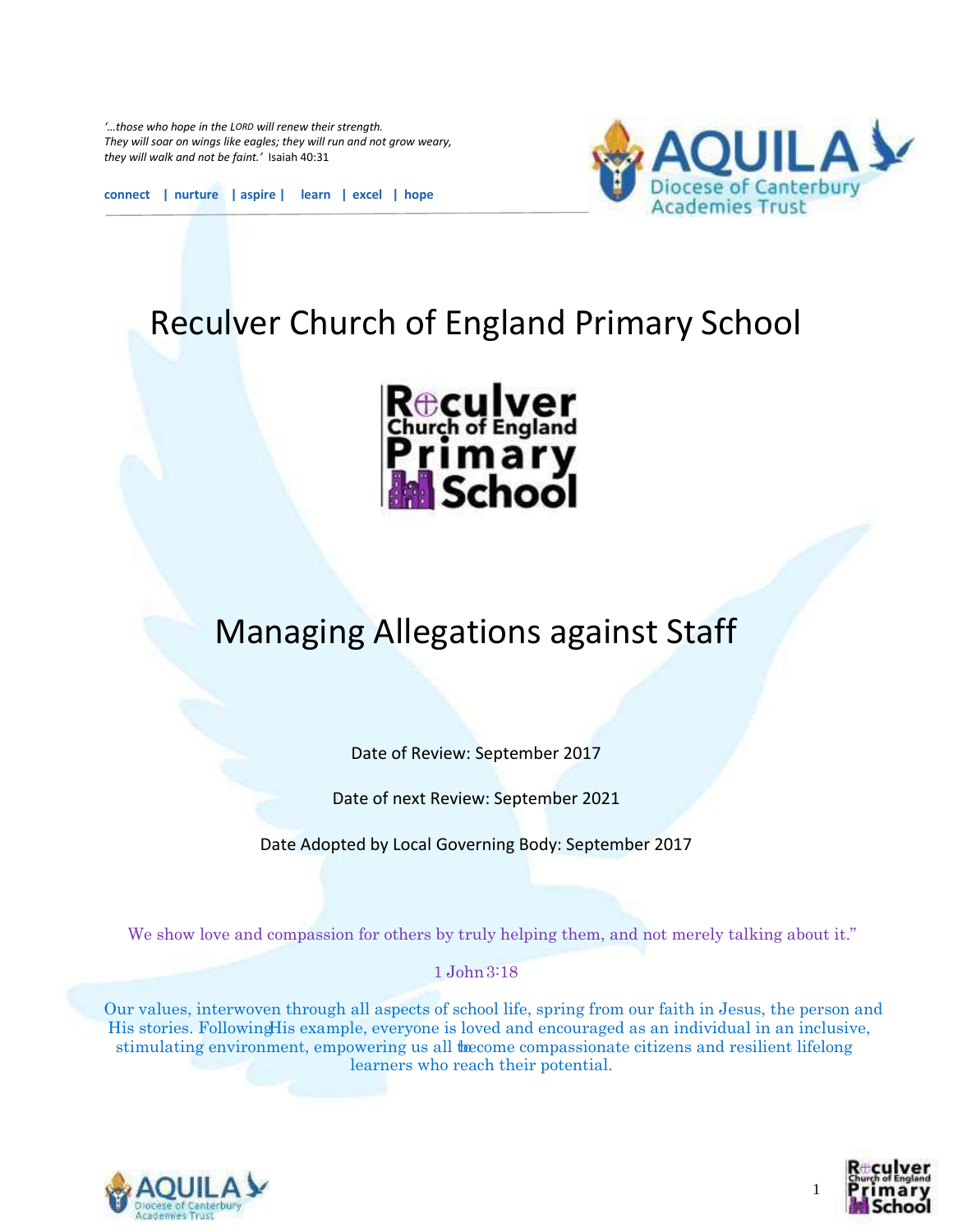*'…those who hope in the LORD will renew their strength.*
*They will soar on wings like eagles; they will run and not grow weary,*
*they will walk and not be faint.'* Isaiah 40:31

**connect | nurture | aspire | learn | excel | hope**

# Reculver Church of England Primary School

# Managing Allegations against Staff

Date of Review: September 2017

Date of next Review: September 2021

Date Adopted by Local Governing Body: September 2017

We show love and compassion for others by truly helping them, and not merely talking about it."

1 John 3:18

Our values, interwoven through all aspects of school life, spring from our faith in Jesus, the person and His stories. Following His example, everyone is loved and encouraged as an individual in an inclusive, stimulating environment, empowering us all to become compassionate citizens and resilient lifelong learners who reach their potential.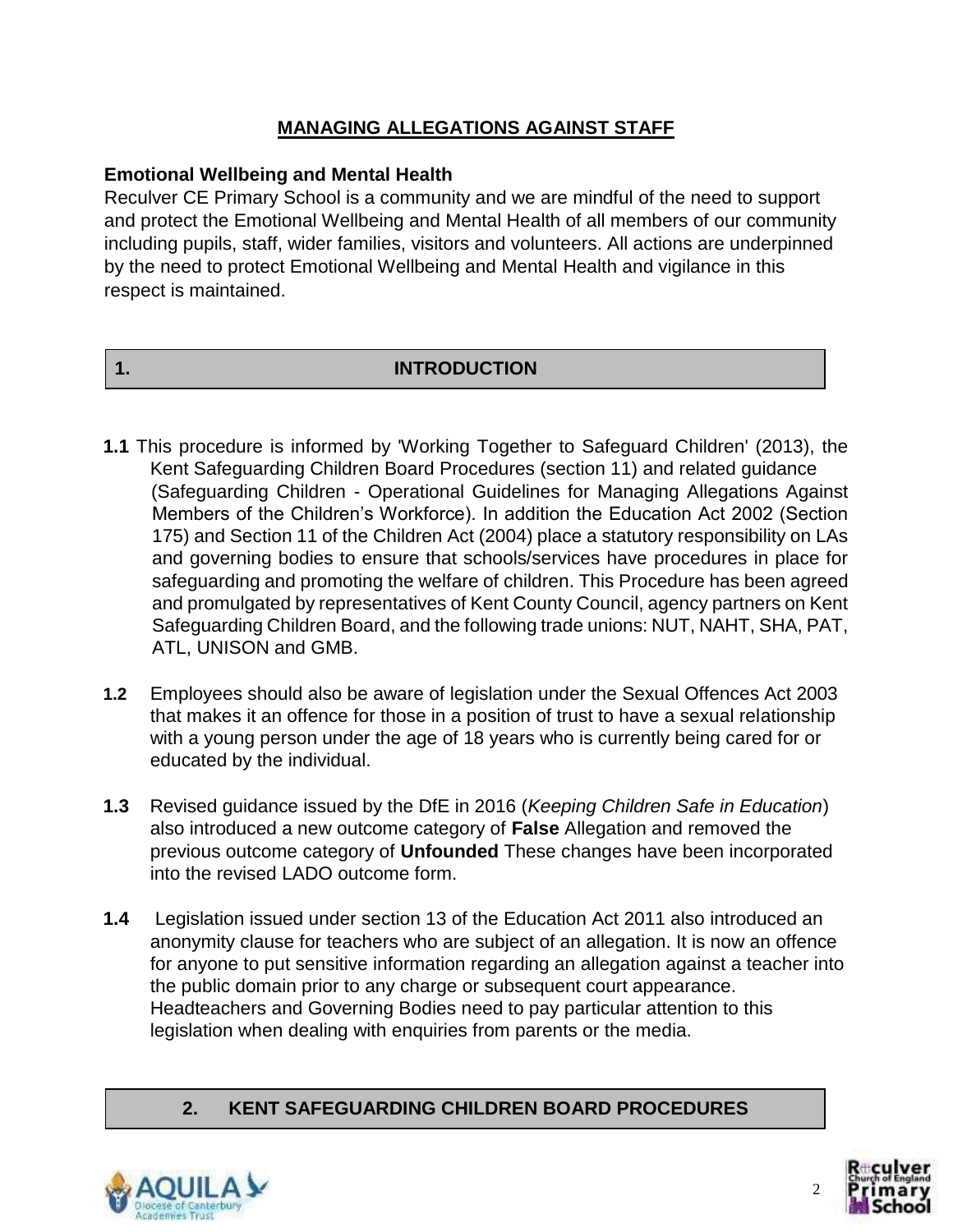# MANAGING ALLEGATIONS AGAINST STAFF

**Emotional Wellbeing and Mental Health**

Reculver CE Primary School is a community and we are mindful of the need to support and protect the Emotional Wellbeing and Mental Health of all members of our community including pupils, staff, wider families, visitors and volunteers. All actions are underpinned by the need to protect Emotional Wellbeing and Mental Health and vigilance in this respect is maintained.

## 1. INTRODUCTION

**1.1** This procedure is informed by 'Working Together to Safeguard Children' (2013), the Kent Safeguarding Children Board Procedures (section 11) and related guidance (Safeguarding Children - Operational Guidelines for Managing Allegations Against Members of the Children's Workforce). In addition the Education Act 2002 (Section 175) and Section 11 of the Children Act (2004) place a statutory responsibility on LAs and governing bodies to ensure that schools/services have procedures in place for safeguarding and promoting the welfare of children. This Procedure has been agreed and promulgated by representatives of Kent County Council, agency partners on Kent Safeguarding Children Board, and the following trade unions: NUT, NAHT, SHA, PAT, ATL, UNISON and GMB.

**1.2** Employees should also be aware of legislation under the Sexual Offences Act 2003 that makes it an offence for those in a position of trust to have a sexual relationship with a young person under the age of 18 years who is currently being cared for or educated by the individual.

**1.3** Revised guidance issued by the DfE in 2016 (*Keeping Children Safe in Education*) also introduced a new outcome category of **False** Allegation and removed the previous outcome category of **Unfounded** These changes have been incorporated into the revised LADO outcome form.

**1.4** Legislation issued under section 13 of the Education Act 2011 also introduced an anonymity clause for teachers who are subject of an allegation. It is now an offence for anyone to put sensitive information regarding an allegation against a teacher into the public domain prior to any charge or subsequent court appearance. Headteachers and Governing Bodies need to pay particular attention to this legislation when dealing with enquiries from parents or the media.

## 2. KENT SAFEGUARDING CHILDREN BOARD PROCEDURES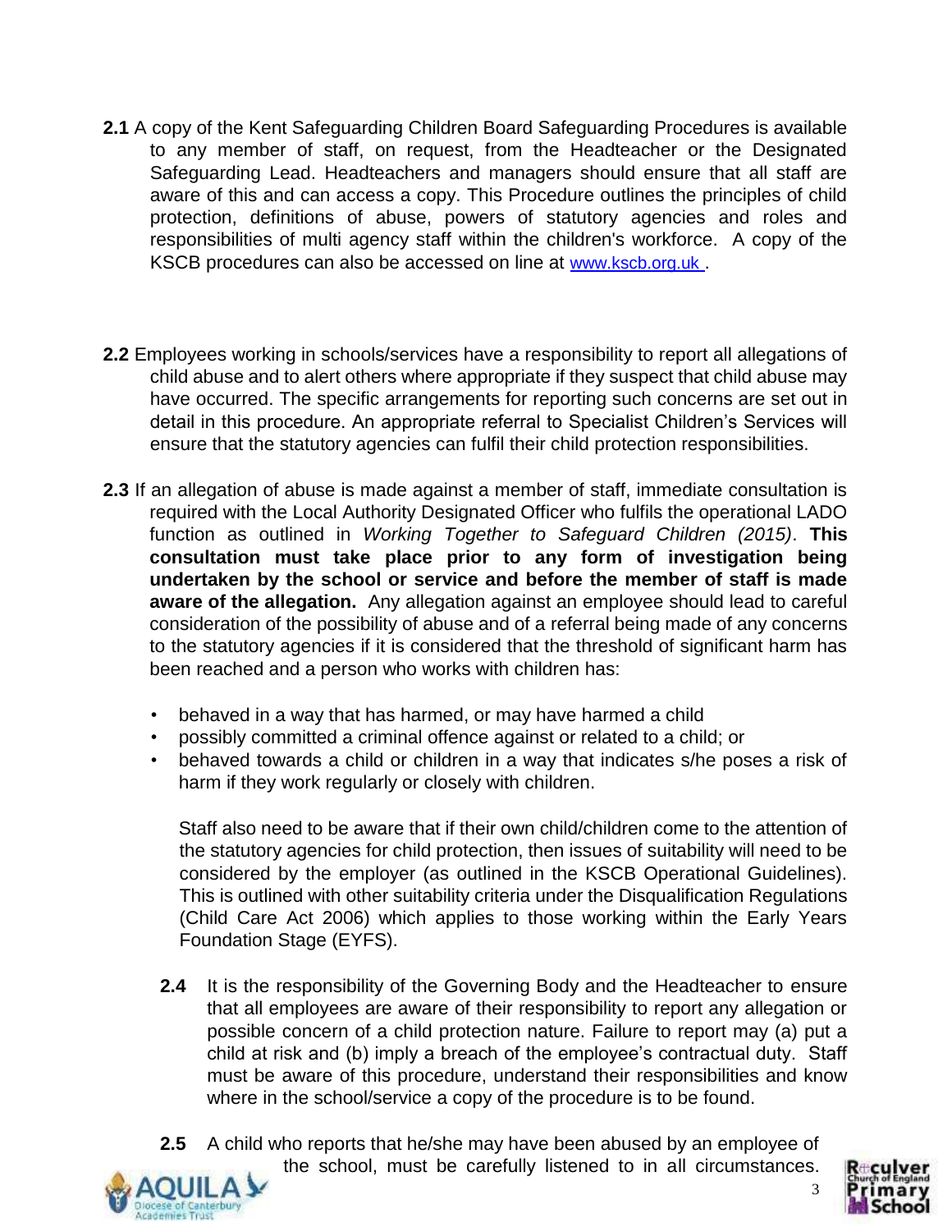**2.1** A copy of the Kent Safeguarding Children Board Safeguarding Procedures is available to any member of staff, on request, from the Headteacher or the Designated Safeguarding Lead. Headteachers and managers should ensure that all staff are aware of this and can access a copy. This Procedure outlines the principles of child protection, definitions of abuse, powers of statutory agencies and roles and responsibilities of multi agency staff within the children's workforce. A copy of the KSCB procedures can also be accessed on line at www.kscb.org.uk .

**2.2** Employees working in schools/services have a responsibility to report all allegations of child abuse and to alert others where appropriate if they suspect that child abuse may have occurred. The specific arrangements for reporting such concerns are set out in detail in this procedure. An appropriate referral to Specialist Children's Services will ensure that the statutory agencies can fulfil their child protection responsibilities.

**2.3** If an allegation of abuse is made against a member of staff, immediate consultation is required with the Local Authority Designated Officer who fulfils the operational LADO function as outlined in *Working Together to Safeguard Children (2015)*. **This consultation must take place prior to any form of investigation being undertaken by the school or service and before the member of staff is made aware of the allegation.** Any allegation against an employee should lead to careful consideration of the possibility of abuse and of a referral being made of any concerns to the statutory agencies if it is considered that the threshold of significant harm has been reached and a person who works with children has:

- behaved in a way that has harmed, or may have harmed a child
- possibly committed a criminal offence against or related to a child; or
- behaved towards a child or children in a way that indicates s/he poses a risk of harm if they work regularly or closely with children.

Staff also need to be aware that if their own child/children come to the attention of the statutory agencies for child protection, then issues of suitability will need to be considered by the employer (as outlined in the KSCB Operational Guidelines). This is outlined with other suitability criteria under the Disqualification Regulations (Child Care Act 2006) which applies to those working within the Early Years Foundation Stage (EYFS).

**2.4** It is the responsibility of the Governing Body and the Headteacher to ensure that all employees are aware of their responsibility to report any allegation or possible concern of a child protection nature. Failure to report may (a) put a child at risk and (b) imply a breach of the employee's contractual duty. Staff must be aware of this procedure, understand their responsibilities and know where in the school/service a copy of the procedure is to be found.

**2.5** A child who reports that he/she may have been abused by an employee of the school, must be carefully listened to in all circumstances.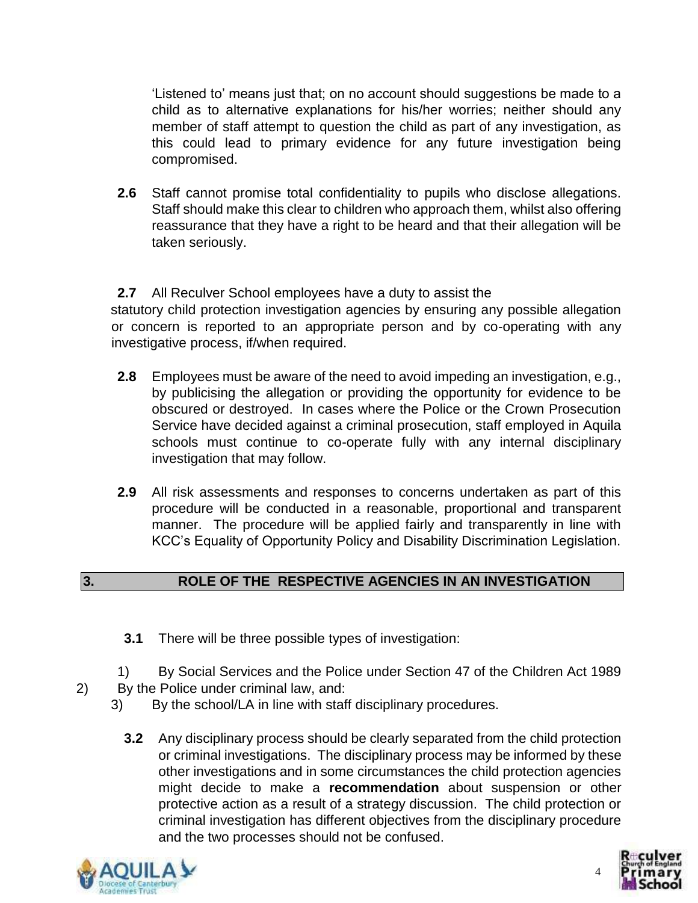'Listened to' means just that; on no account should suggestions be made to a child as to alternative explanations for his/her worries; neither should any member of staff attempt to question the child as part of any investigation, as this could lead to primary evidence for any future investigation being compromised.

**2.6** Staff cannot promise total confidentiality to pupils who disclose allegations. Staff should make this clear to children who approach them, whilst also offering reassurance that they have a right to be heard and that their allegation will be taken seriously.

**2.7** All Reculver School employees have a duty to assist the statutory child protection investigation agencies by ensuring any possible allegation or concern is reported to an appropriate person and by co-operating with any investigative process, if/when required.

**2.8** Employees must be aware of the need to avoid impeding an investigation, e.g., by publicising the allegation or providing the opportunity for evidence to be obscured or destroyed. In cases where the Police or the Crown Prosecution Service have decided against a criminal prosecution, staff employed in Aquila schools must continue to co-operate fully with any internal disciplinary investigation that may follow.

**2.9** All risk assessments and responses to concerns undertaken as part of this procedure will be conducted in a reasonable, proportional and transparent manner. The procedure will be applied fairly and transparently in line with KCC's Equality of Opportunity Policy and Disability Discrimination Legislation.

## 3. ROLE OF THE RESPECTIVE AGENCIES IN AN INVESTIGATION

**3.1** There will be three possible types of investigation:

1) By Social Services and the Police under Section 47 of the Children Act 1989
2) By the Police under criminal law, and:
3) By the school/LA in line with staff disciplinary procedures.

**3.2** Any disciplinary process should be clearly separated from the child protection or criminal investigations. The disciplinary process may be informed by these other investigations and in some circumstances the child protection agencies might decide to make a **recommendation** about suspension or other protective action as a result of a strategy discussion. The child protection or criminal investigation has different objectives from the disciplinary procedure and the two processes should not be confused.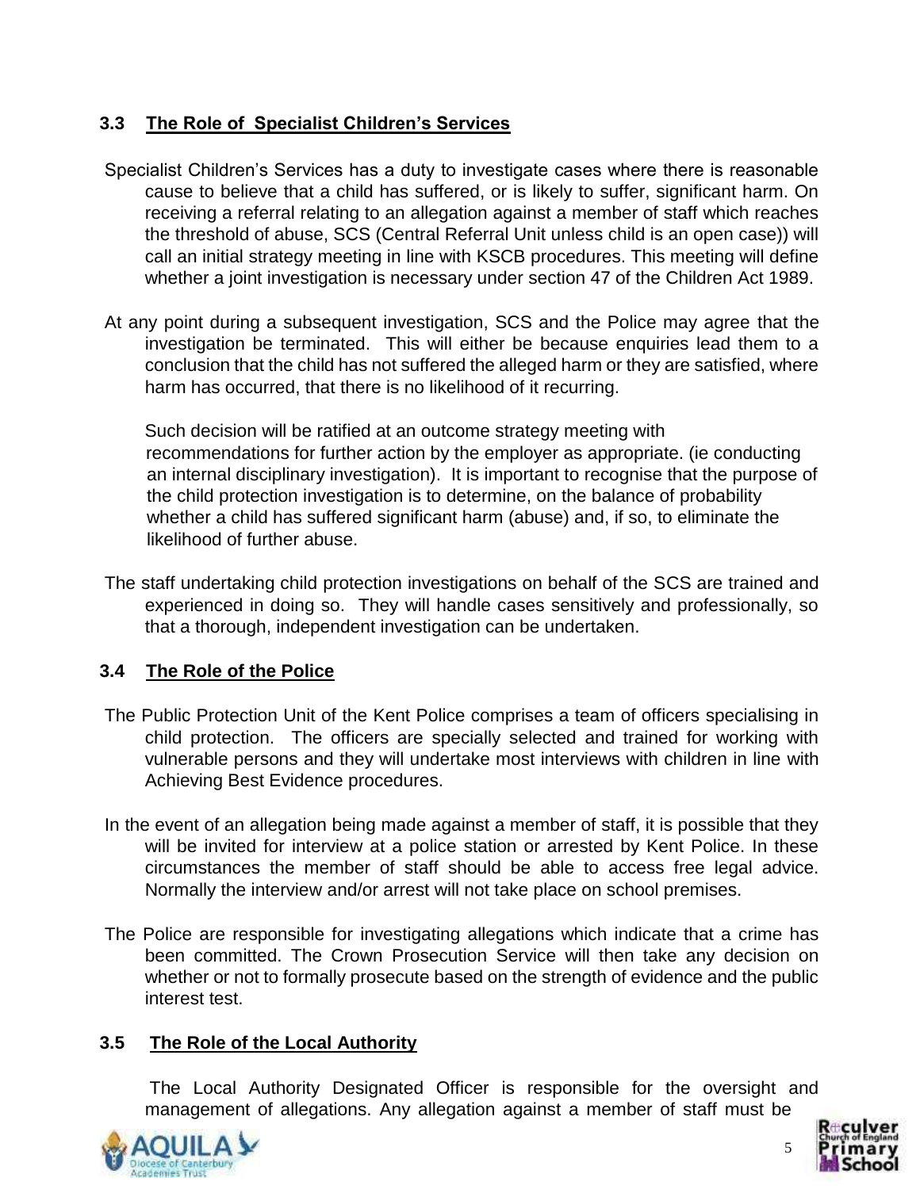### 3.3 The Role of Specialist Children's Services

Specialist Children's Services has a duty to investigate cases where there is reasonable cause to believe that a child has suffered, or is likely to suffer, significant harm. On receiving a referral relating to an allegation against a member of staff which reaches the threshold of abuse, SCS (Central Referral Unit unless child is an open case)) will call an initial strategy meeting in line with KSCB procedures. This meeting will define whether a joint investigation is necessary under section 47 of the Children Act 1989.

At any point during a subsequent investigation, SCS and the Police may agree that the investigation be terminated. This will either be because enquiries lead them to a conclusion that the child has not suffered the alleged harm or they are satisfied, where harm has occurred, that there is no likelihood of it recurring.

Such decision will be ratified at an outcome strategy meeting with recommendations for further action by the employer as appropriate. (ie conducting an internal disciplinary investigation). It is important to recognise that the purpose of the child protection investigation is to determine, on the balance of probability whether a child has suffered significant harm (abuse) and, if so, to eliminate the likelihood of further abuse.

The staff undertaking child protection investigations on behalf of the SCS are trained and experienced in doing so. They will handle cases sensitively and professionally, so that a thorough, independent investigation can be undertaken.

### 3.4 The Role of the Police

The Public Protection Unit of the Kent Police comprises a team of officers specialising in child protection. The officers are specially selected and trained for working with vulnerable persons and they will undertake most interviews with children in line with Achieving Best Evidence procedures.

In the event of an allegation being made against a member of staff, it is possible that they will be invited for interview at a police station or arrested by Kent Police. In these circumstances the member of staff should be able to access free legal advice. Normally the interview and/or arrest will not take place on school premises.

The Police are responsible for investigating allegations which indicate that a crime has been committed. The Crown Prosecution Service will then take any decision on whether or not to formally prosecute based on the strength of evidence and the public interest test.

### 3.5 The Role of the Local Authority

The Local Authority Designated Officer is responsible for the oversight and management of allegations. Any allegation against a member of staff must be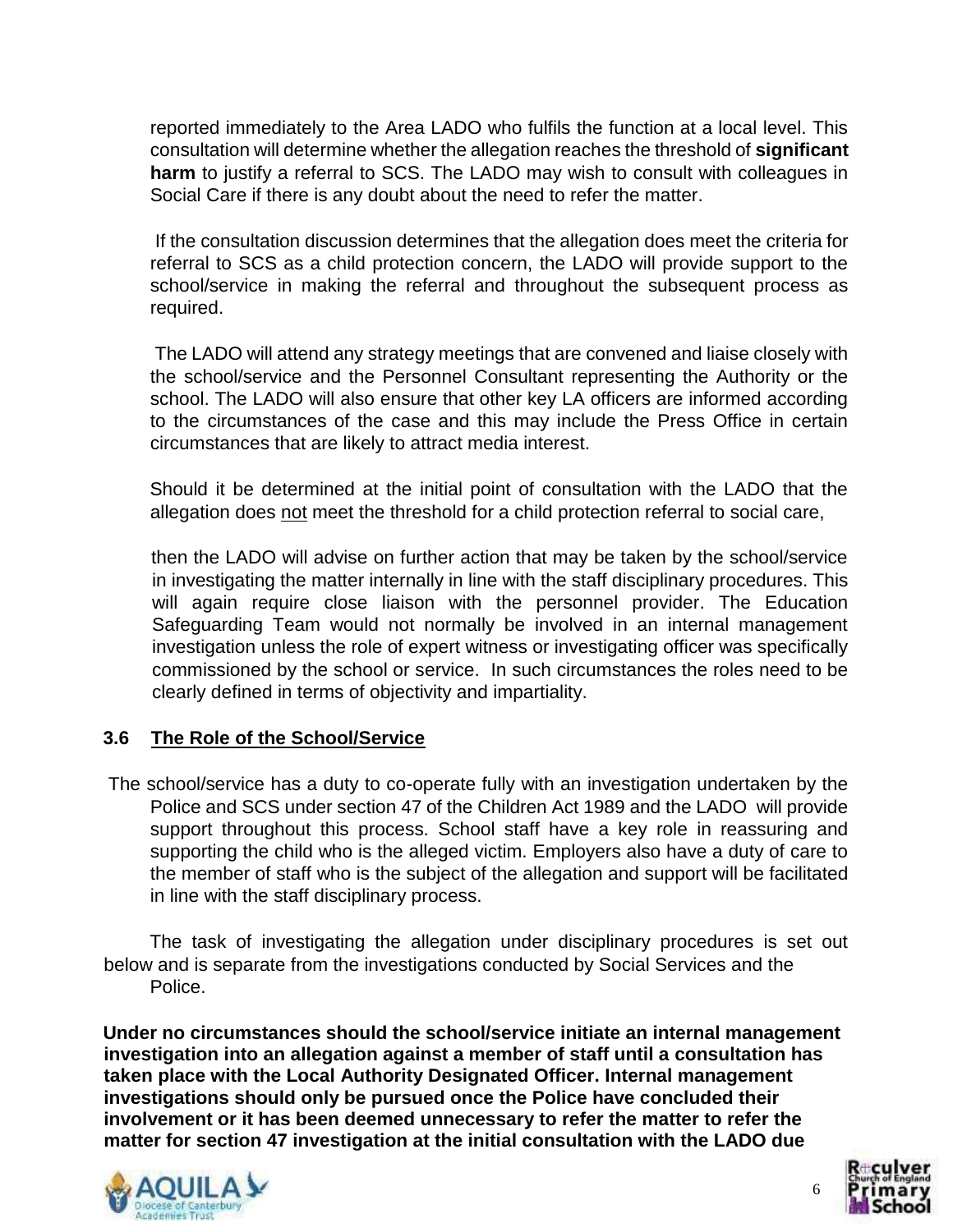reported immediately to the Area LADO who fulfils the function at a local level. This consultation will determine whether the allegation reaches the threshold of **significant harm** to justify a referral to SCS. The LADO may wish to consult with colleagues in Social Care if there is any doubt about the need to refer the matter.

If the consultation discussion determines that the allegation does meet the criteria for referral to SCS as a child protection concern, the LADO will provide support to the school/service in making the referral and throughout the subsequent process as required.

The LADO will attend any strategy meetings that are convened and liaise closely with the school/service and the Personnel Consultant representing the Authority or the school. The LADO will also ensure that other key LA officers are informed according to the circumstances of the case and this may include the Press Office in certain circumstances that are likely to attract media interest.

Should it be determined at the initial point of consultation with the LADO that the allegation does not meet the threshold for a child protection referral to social care,

then the LADO will advise on further action that may be taken by the school/service in investigating the matter internally in line with the staff disciplinary procedures. This will again require close liaison with the personnel provider. The Education Safeguarding Team would not normally be involved in an internal management investigation unless the role of expert witness or investigating officer was specifically commissioned by the school or service. In such circumstances the roles need to be clearly defined in terms of objectivity and impartiality.

### 3.6 The Role of the School/Service

The school/service has a duty to co-operate fully with an investigation undertaken by the Police and SCS under section 47 of the Children Act 1989 and the LADO will provide support throughout this process. School staff have a key role in reassuring and supporting the child who is the alleged victim. Employers also have a duty of care to the member of staff who is the subject of the allegation and support will be facilitated in line with the staff disciplinary process.

The task of investigating the allegation under disciplinary procedures is set out below and is separate from the investigations conducted by Social Services and the Police.

**Under no circumstances should the school/service initiate an internal management investigation into an allegation against a member of staff until a consultation has taken place with the Local Authority Designated Officer. Internal management investigations should only be pursued once the Police have concluded their involvement or it has been deemed unnecessary to refer the matter to refer the matter for section 47 investigation at the initial consultation with the LADO due**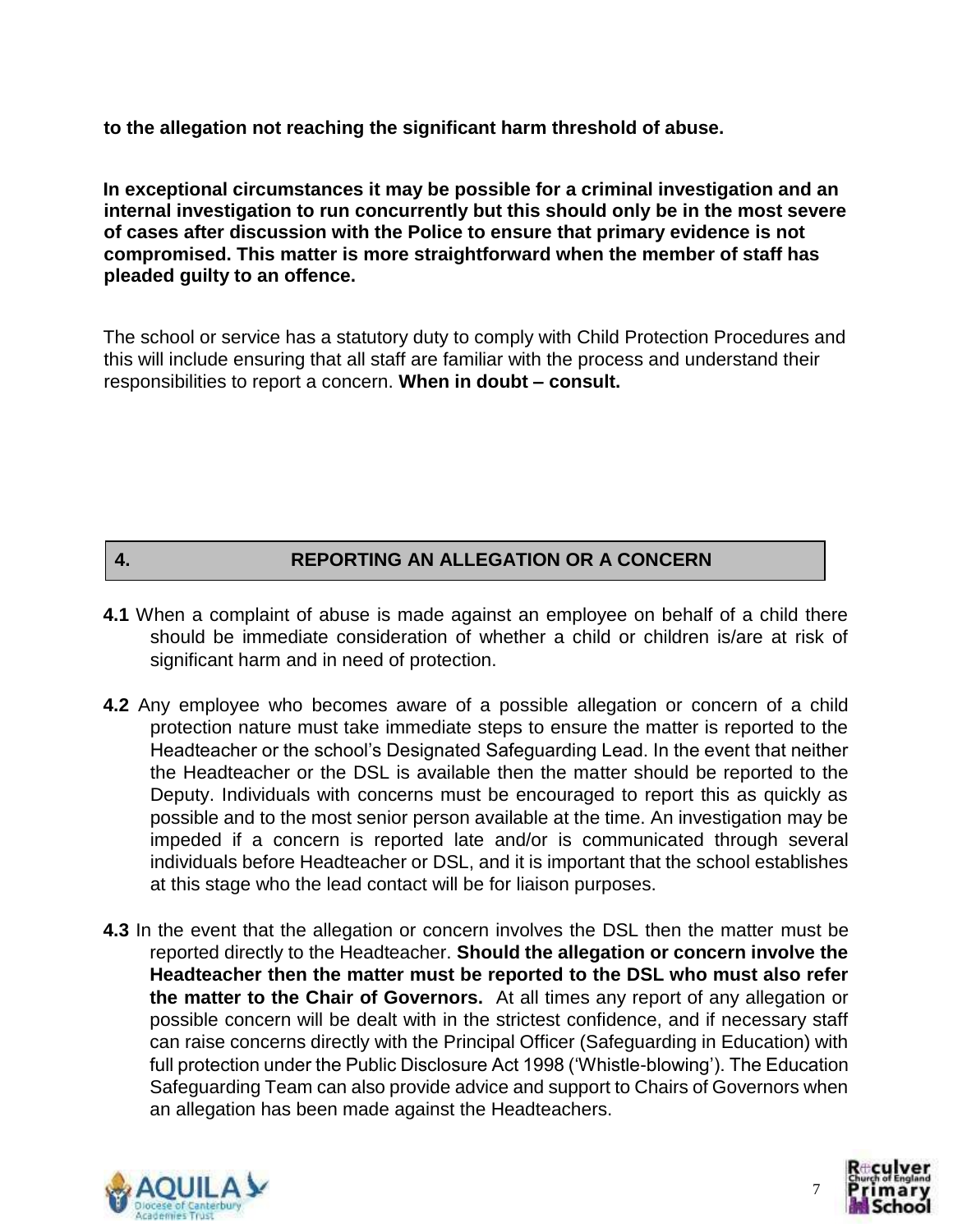**to the allegation not reaching the significant harm threshold of abuse.**

**In exceptional circumstances it may be possible for a criminal investigation and an internal investigation to run concurrently but this should only be in the most severe of cases after discussion with the Police to ensure that primary evidence is not compromised. This matter is more straightforward when the member of staff has pleaded guilty to an offence.**

The school or service has a statutory duty to comply with Child Protection Procedures and this will include ensuring that all staff are familiar with the process and understand their responsibilities to report a concern. **When in doubt – consult.**

## 4. REPORTING AN ALLEGATION OR A CONCERN

**4.1** When a complaint of abuse is made against an employee on behalf of a child there should be immediate consideration of whether a child or children is/are at risk of significant harm and in need of protection.

**4.2** Any employee who becomes aware of a possible allegation or concern of a child protection nature must take immediate steps to ensure the matter is reported to the Headteacher or the school's Designated Safeguarding Lead. In the event that neither the Headteacher or the DSL is available then the matter should be reported to the Deputy. Individuals with concerns must be encouraged to report this as quickly as possible and to the most senior person available at the time. An investigation may be impeded if a concern is reported late and/or is communicated through several individuals before Headteacher or DSL, and it is important that the school establishes at this stage who the lead contact will be for liaison purposes.

**4.3** In the event that the allegation or concern involves the DSL then the matter must be reported directly to the Headteacher. **Should the allegation or concern involve the Headteacher then the matter must be reported to the DSL who must also refer the matter to the Chair of Governors.** At all times any report of any allegation or possible concern will be dealt with in the strictest confidence, and if necessary staff can raise concerns directly with the Principal Officer (Safeguarding in Education) with full protection under the Public Disclosure Act 1998 ('Whistle-blowing'). The Education Safeguarding Team can also provide advice and support to Chairs of Governors when an allegation has been made against the Headteachers.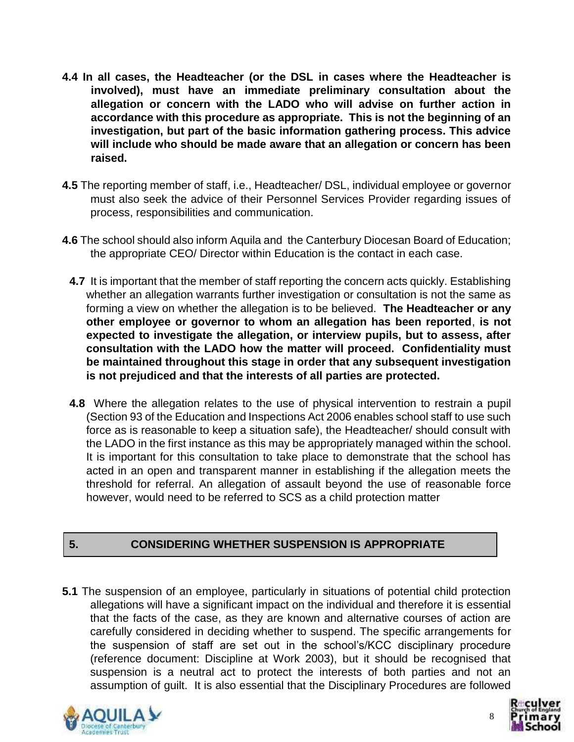**4.4 In all cases, the Headteacher (or the DSL in cases where the Headteacher is involved), must have an immediate preliminary consultation about the allegation or concern with the LADO who will advise on further action in accordance with this procedure as appropriate. This is not the beginning of an investigation, but part of the basic information gathering process. This advice will include who should be made aware that an allegation or concern has been raised.**

**4.5** The reporting member of staff, i.e., Headteacher/ DSL, individual employee or governor must also seek the advice of their Personnel Services Provider regarding issues of process, responsibilities and communication.

**4.6** The school should also inform Aquila and the Canterbury Diocesan Board of Education; the appropriate CEO/ Director within Education is the contact in each case.

**4.7** It is important that the member of staff reporting the concern acts quickly. Establishing whether an allegation warrants further investigation or consultation is not the same as forming a view on whether the allegation is to be believed. **The Headteacher or any other employee or governor to whom an allegation has been reported**, **is not expected to investigate the allegation, or interview pupils, but to assess, after consultation with the LADO how the matter will proceed. Confidentiality must be maintained throughout this stage in order that any subsequent investigation is not prejudiced and that the interests of all parties are protected.**

**4.8** Where the allegation relates to the use of physical intervention to restrain a pupil (Section 93 of the Education and Inspections Act 2006 enables school staff to use such force as is reasonable to keep a situation safe), the Headteacher/ should consult with the LADO in the first instance as this may be appropriately managed within the school. It is important for this consultation to take place to demonstrate that the school has acted in an open and transparent manner in establishing if the allegation meets the threshold for referral. An allegation of assault beyond the use of reasonable force however, would need to be referred to SCS as a child protection matter

## 5. CONSIDERING WHETHER SUSPENSION IS APPROPRIATE

**5.1** The suspension of an employee, particularly in situations of potential child protection allegations will have a significant impact on the individual and therefore it is essential that the facts of the case, as they are known and alternative courses of action are carefully considered in deciding whether to suspend. The specific arrangements for the suspension of staff are set out in the school's/KCC disciplinary procedure (reference document: Discipline at Work 2003), but it should be recognised that suspension is a neutral act to protect the interests of both parties and not an assumption of guilt. It is also essential that the Disciplinary Procedures are followed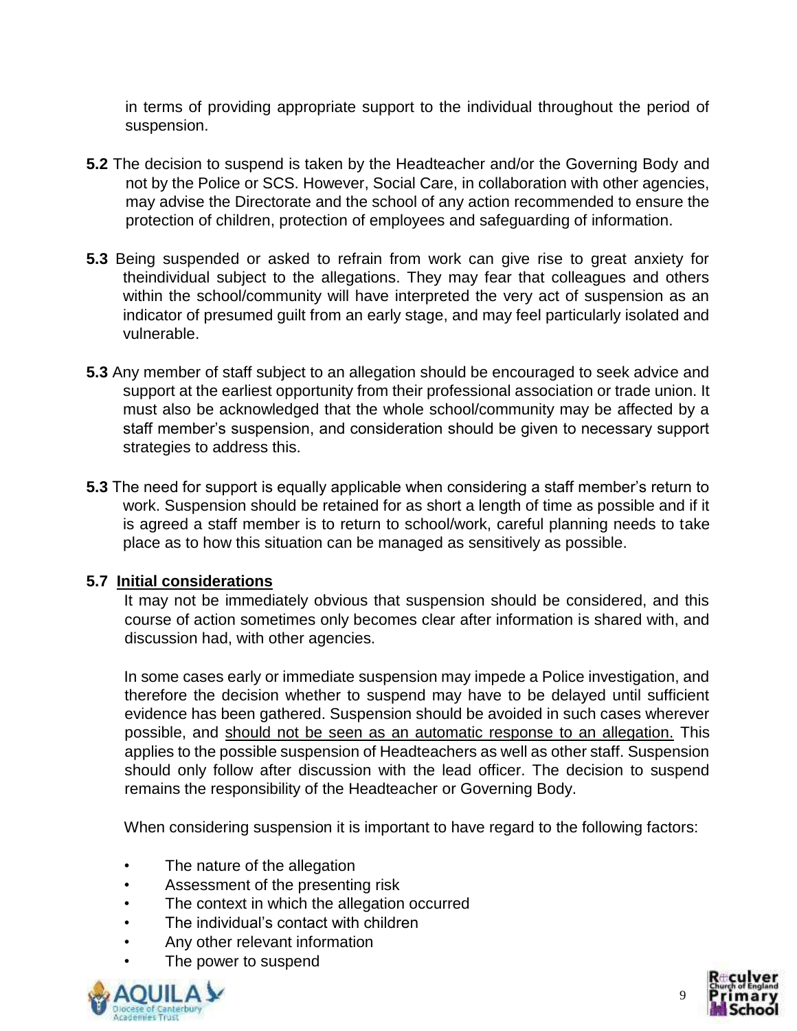in terms of providing appropriate support to the individual throughout the period of suspension.

**5.2** The decision to suspend is taken by the Headteacher and/or the Governing Body and not by the Police or SCS. However, Social Care, in collaboration with other agencies, may advise the Directorate and the school of any action recommended to ensure the protection of children, protection of employees and safeguarding of information.

**5.3** Being suspended or asked to refrain from work can give rise to great anxiety for theindividual subject to the allegations. They may fear that colleagues and others within the school/community will have interpreted the very act of suspension as an indicator of presumed guilt from an early stage, and may feel particularly isolated and vulnerable.

**5.3** Any member of staff subject to an allegation should be encouraged to seek advice and support at the earliest opportunity from their professional association or trade union. It must also be acknowledged that the whole school/community may be affected by a staff member's suspension, and consideration should be given to necessary support strategies to address this.

**5.3** The need for support is equally applicable when considering a staff member's return to work. Suspension should be retained for as short a length of time as possible and if it is agreed a staff member is to return to school/work, careful planning needs to take place as to how this situation can be managed as sensitively as possible.

**5.7 Initial considerations**

It may not be immediately obvious that suspension should be considered, and this course of action sometimes only becomes clear after information is shared with, and discussion had, with other agencies.

In some cases early or immediate suspension may impede a Police investigation, and therefore the decision whether to suspend may have to be delayed until sufficient evidence has been gathered. Suspension should be avoided in such cases wherever possible, and should not be seen as an automatic response to an allegation. This applies to the possible suspension of Headteachers as well as other staff. Suspension should only follow after discussion with the lead officer. The decision to suspend remains the responsibility of the Headteacher or Governing Body.

When considering suspension it is important to have regard to the following factors:

- The nature of the allegation
- Assessment of the presenting risk
- The context in which the allegation occurred
- The individual's contact with children
- Any other relevant information
- The power to suspend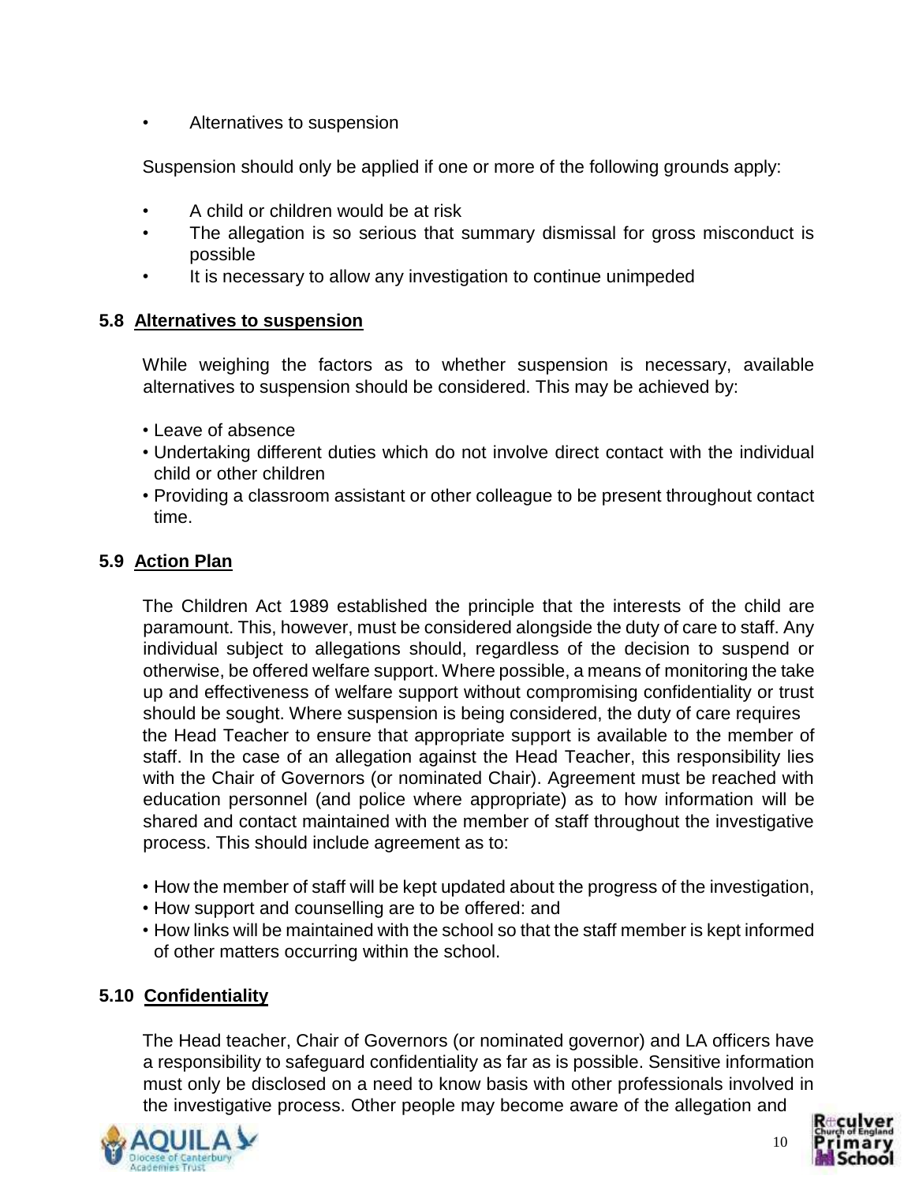- Alternatives to suspension

Suspension should only be applied if one or more of the following grounds apply:

- A child or children would be at risk
- The allegation is so serious that summary dismissal for gross misconduct is possible
- It is necessary to allow any investigation to continue unimpeded

### 5.8 Alternatives to suspension

While weighing the factors as to whether suspension is necessary, available alternatives to suspension should be considered. This may be achieved by:

- Leave of absence
- Undertaking different duties which do not involve direct contact with the individual child or other children
- Providing a classroom assistant or other colleague to be present throughout contact time.

### 5.9 Action Plan

The Children Act 1989 established the principle that the interests of the child are paramount. This, however, must be considered alongside the duty of care to staff. Any individual subject to allegations should, regardless of the decision to suspend or otherwise, be offered welfare support. Where possible, a means of monitoring the take up and effectiveness of welfare support without compromising confidentiality or trust should be sought. Where suspension is being considered, the duty of care requires the Head Teacher to ensure that appropriate support is available to the member of staff. In the case of an allegation against the Head Teacher, this responsibility lies with the Chair of Governors (or nominated Chair). Agreement must be reached with education personnel (and police where appropriate) as to how information will be shared and contact maintained with the member of staff throughout the investigative process. This should include agreement as to:

- How the member of staff will be kept updated about the progress of the investigation,
- How support and counselling are to be offered: and
- How links will be maintained with the school so that the staff member is kept informed of other matters occurring within the school.

### 5.10 Confidentiality

The Head teacher, Chair of Governors (or nominated governor) and LA officers have a responsibility to safeguard confidentiality as far as is possible. Sensitive information must only be disclosed on a need to know basis with other professionals involved in the investigative process. Other people may become aware of the allegation and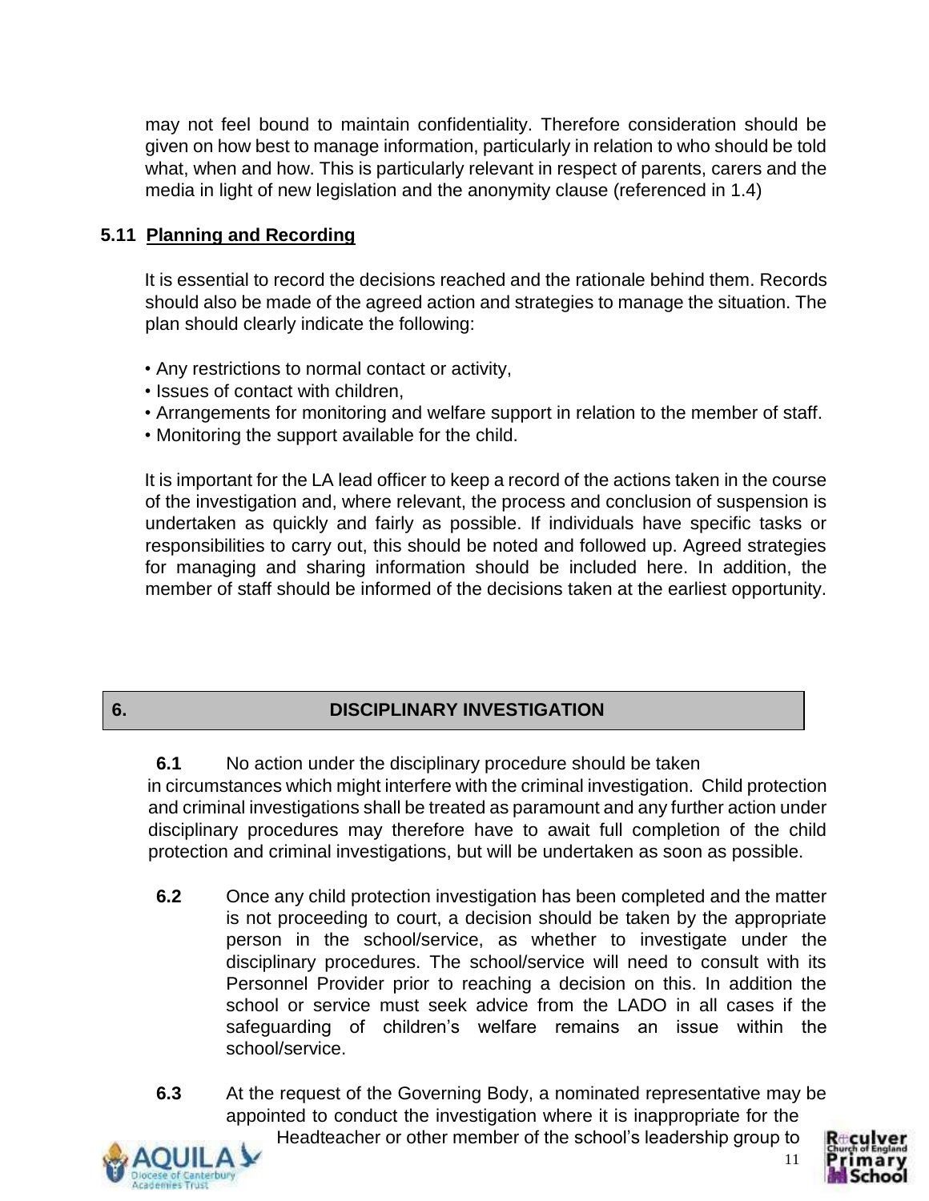may not feel bound to maintain confidentiality. Therefore consideration should be given on how best to manage information, particularly in relation to who should be told what, when and how. This is particularly relevant in respect of parents, carers and the media in light of new legislation and the anonymity clause (referenced in 1.4)

### 5.11 Planning and Recording

It is essential to record the decisions reached and the rationale behind them. Records should also be made of the agreed action and strategies to manage the situation. The plan should clearly indicate the following:

- Any restrictions to normal contact or activity,
- Issues of contact with children,
- Arrangements for monitoring and welfare support in relation to the member of staff.
- Monitoring the support available for the child.

It is important for the LA lead officer to keep a record of the actions taken in the course of the investigation and, where relevant, the process and conclusion of suspension is undertaken as quickly and fairly as possible. If individuals have specific tasks or responsibilities to carry out, this should be noted and followed up. Agreed strategies for managing and sharing information should be included here. In addition, the member of staff should be informed of the decisions taken at the earliest opportunity.

## 6. DISCIPLINARY INVESTIGATION

**6.1** No action under the disciplinary procedure should be taken in circumstances which might interfere with the criminal investigation. Child protection and criminal investigations shall be treated as paramount and any further action under disciplinary procedures may therefore have to await full completion of the child protection and criminal investigations, but will be undertaken as soon as possible.

**6.2** Once any child protection investigation has been completed and the matter is not proceeding to court, a decision should be taken by the appropriate person in the school/service, as whether to investigate under the disciplinary procedures. The school/service will need to consult with its Personnel Provider prior to reaching a decision on this. In addition the school or service must seek advice from the LADO in all cases if the safeguarding of children's welfare remains an issue within the school/service.

**6.3** At the request of the Governing Body, a nominated representative may be appointed to conduct the investigation where it is inappropriate for the Headteacher or other member of the school's leadership group to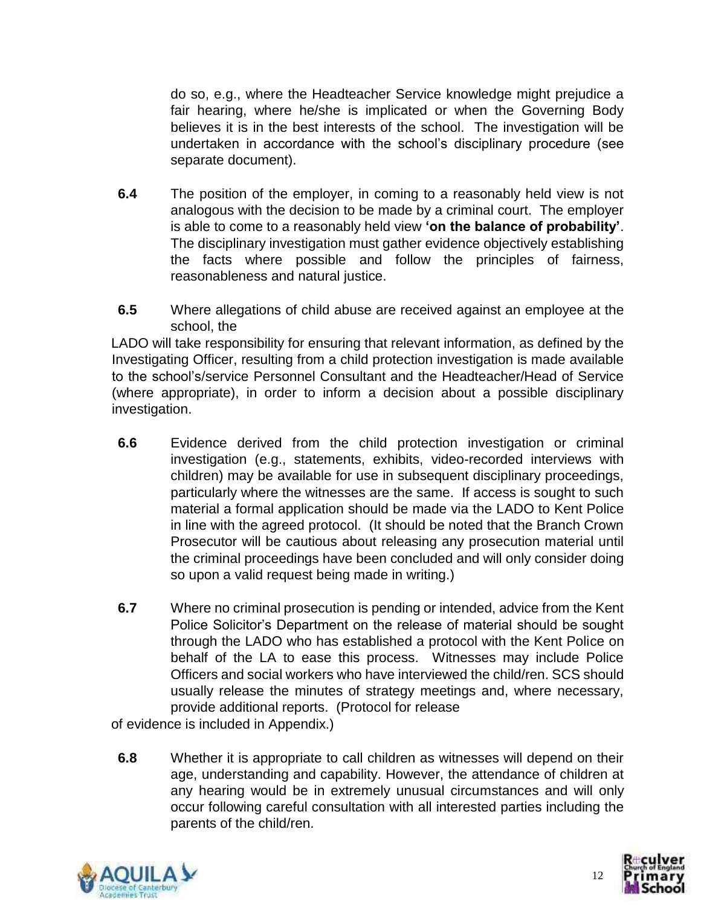do so, e.g., where the Headteacher Service knowledge might prejudice a fair hearing, where he/she is implicated or when the Governing Body believes it is in the best interests of the school. The investigation will be undertaken in accordance with the school's disciplinary procedure (see separate document).

**6.4** The position of the employer, in coming to a reasonably held view is not analogous with the decision to be made by a criminal court. The employer is able to come to a reasonably held view **'on the balance of probability'**. The disciplinary investigation must gather evidence objectively establishing the facts where possible and follow the principles of fairness, reasonableness and natural justice.

**6.5** Where allegations of child abuse are received against an employee at the school, the LADO will take responsibility for ensuring that relevant information, as defined by the Investigating Officer, resulting from a child protection investigation is made available to the school's/service Personnel Consultant and the Headteacher/Head of Service (where appropriate), in order to inform a decision about a possible disciplinary investigation.

**6.6** Evidence derived from the child protection investigation or criminal investigation (e.g., statements, exhibits, video-recorded interviews with children) may be available for use in subsequent disciplinary proceedings, particularly where the witnesses are the same. If access is sought to such material a formal application should be made via the LADO to Kent Police in line with the agreed protocol. (It should be noted that the Branch Crown Prosecutor will be cautious about releasing any prosecution material until the criminal proceedings have been concluded and will only consider doing so upon a valid request being made in writing.)

**6.7** Where no criminal prosecution is pending or intended, advice from the Kent Police Solicitor's Department on the release of material should be sought through the LADO who has established a protocol with the Kent Police on behalf of the LA to ease this process. Witnesses may include Police Officers and social workers who have interviewed the child/ren. SCS should usually release the minutes of strategy meetings and, where necessary, provide additional reports. (Protocol for release of evidence is included in Appendix.)

**6.8** Whether it is appropriate to call children as witnesses will depend on their age, understanding and capability. However, the attendance of children at any hearing would be in extremely unusual circumstances and will only occur following careful consultation with all interested parties including the parents of the child/ren.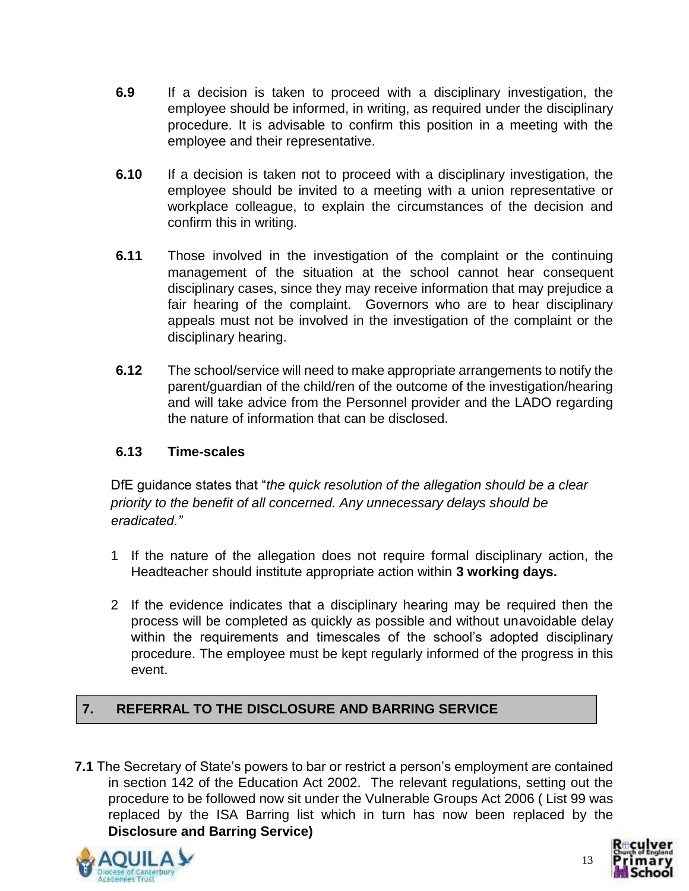**6.9** If a decision is taken to proceed with a disciplinary investigation, the employee should be informed, in writing, as required under the disciplinary procedure. It is advisable to confirm this position in a meeting with the employee and their representative.

**6.10** If a decision is taken not to proceed with a disciplinary investigation, the employee should be invited to a meeting with a union representative or workplace colleague, to explain the circumstances of the decision and confirm this in writing.

**6.11** Those involved in the investigation of the complaint or the continuing management of the situation at the school cannot hear consequent disciplinary cases, since they may receive information that may prejudice a fair hearing of the complaint. Governors who are to hear disciplinary appeals must not be involved in the investigation of the complaint or the disciplinary hearing.

**6.12** The school/service will need to make appropriate arrangements to notify the parent/guardian of the child/ren of the outcome of the investigation/hearing and will take advice from the Personnel provider and the LADO regarding the nature of information that can be disclosed.

**6.13 Time-scales**

DfE guidance states that "*the quick resolution of the allegation should be a clear priority to the benefit of all concerned. Any unnecessary delays should be eradicated.*"

1. If the nature of the allegation does not require formal disciplinary action, the Headteacher should institute appropriate action within **3 working days.**
2. If the evidence indicates that a disciplinary hearing may be required then the process will be completed as quickly as possible and without unavoidable delay within the requirements and timescales of the school's adopted disciplinary procedure. The employee must be kept regularly informed of the progress in this event.

## 7. REFERRAL TO THE DISCLOSURE AND BARRING SERVICE

**7.1** The Secretary of State's powers to bar or restrict a person's employment are contained in section 142 of the Education Act 2002. The relevant regulations, setting out the procedure to be followed now sit under the Vulnerable Groups Act 2006 ( List 99 was replaced by the ISA Barring list which in turn has now been replaced by the **Disclosure and Barring Service)**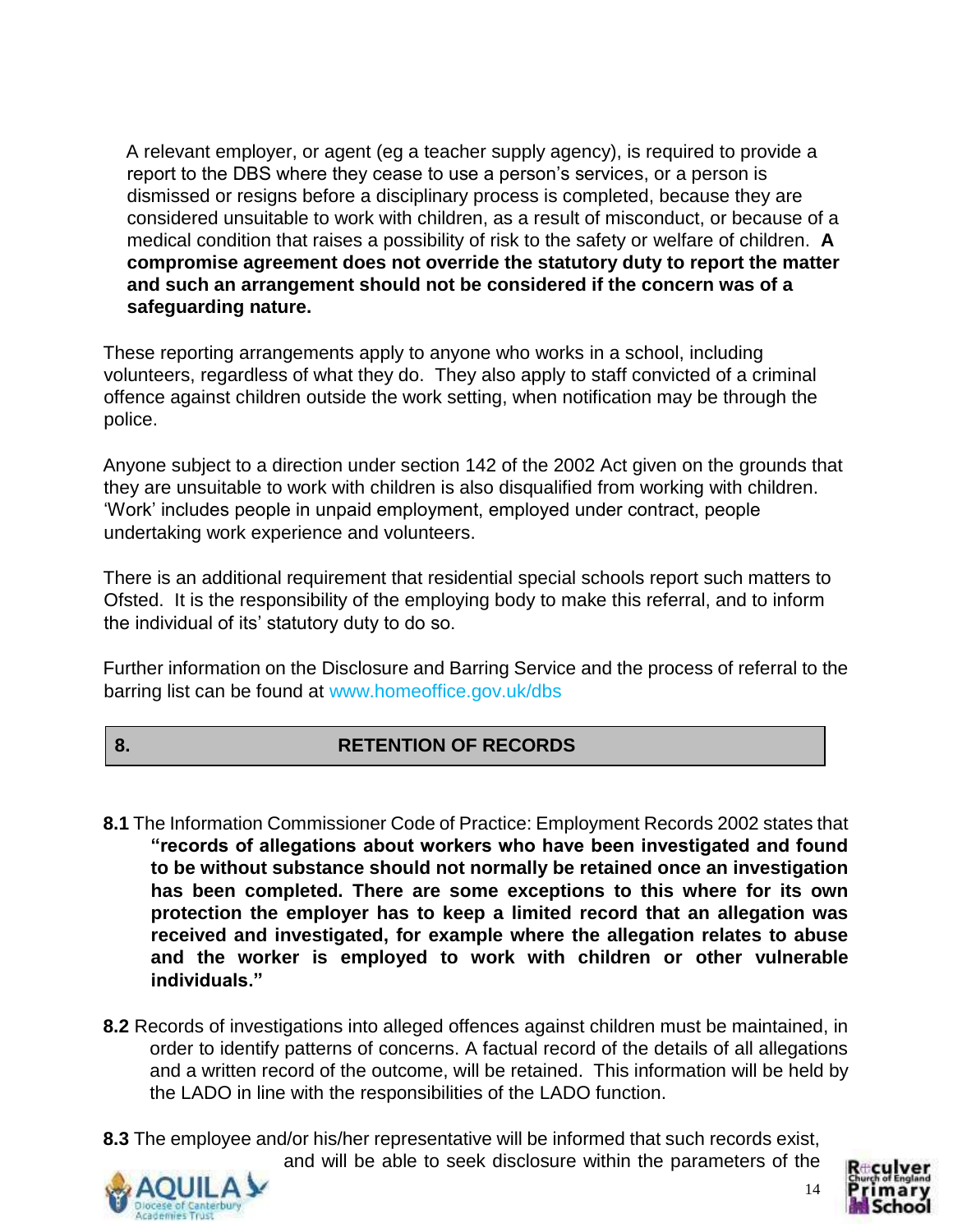A relevant employer, or agent (eg a teacher supply agency), is required to provide a report to the DBS where they cease to use a person's services, or a person is dismissed or resigns before a disciplinary process is completed, because they are considered unsuitable to work with children, as a result of misconduct, or because of a medical condition that raises a possibility of risk to the safety or welfare of children. **A compromise agreement does not override the statutory duty to report the matter and such an arrangement should not be considered if the concern was of a safeguarding nature.**

These reporting arrangements apply to anyone who works in a school, including volunteers, regardless of what they do. They also apply to staff convicted of a criminal offence against children outside the work setting, when notification may be through the police.

Anyone subject to a direction under section 142 of the 2002 Act given on the grounds that they are unsuitable to work with children is also disqualified from working with children. 'Work' includes people in unpaid employment, employed under contract, people undertaking work experience and volunteers.

There is an additional requirement that residential special schools report such matters to Ofsted. It is the responsibility of the employing body to make this referral, and to inform the individual of its' statutory duty to do so.

Further information on the Disclosure and Barring Service and the process of referral to the barring list can be found at www.homeoffice.gov.uk/dbs

## 8. RETENTION OF RECORDS

**8.1** The Information Commissioner Code of Practice: Employment Records 2002 states that **"records of allegations about workers who have been investigated and found to be without substance should not normally be retained once an investigation has been completed. There are some exceptions to this where for its own protection the employer has to keep a limited record that an allegation was received and investigated, for example where the allegation relates to abuse and the worker is employed to work with children or other vulnerable individuals."**

**8.2** Records of investigations into alleged offences against children must be maintained, in order to identify patterns of concerns. A factual record of the details of all allegations and a written record of the outcome, will be retained. This information will be held by the LADO in line with the responsibilities of the LADO function.

**8.3** The employee and/or his/her representative will be informed that such records exist, and will be able to seek disclosure within the parameters of the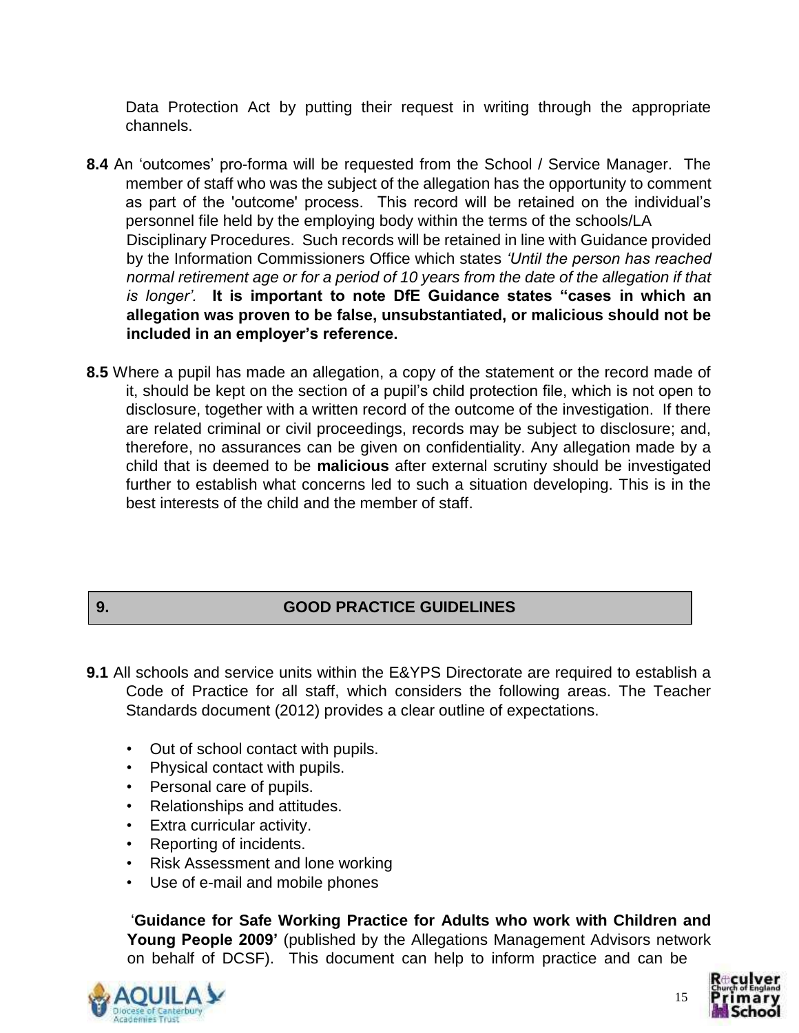Data Protection Act by putting their request in writing through the appropriate channels.

**8.4** An 'outcomes' pro-forma will be requested from the School / Service Manager. The member of staff who was the subject of the allegation has the opportunity to comment as part of the 'outcome' process. This record will be retained on the individual's personnel file held by the employing body within the terms of the schools/LA Disciplinary Procedures. Such records will be retained in line with Guidance provided by the Information Commissioners Office which states *'Until the person has reached normal retirement age or for a period of 10 years from the date of the allegation if that is longer'.* **It is important to note DfE Guidance states "cases in which an allegation was proven to be false, unsubstantiated, or malicious should not be included in an employer's reference.**

**8.5** Where a pupil has made an allegation, a copy of the statement or the record made of it, should be kept on the section of a pupil's child protection file, which is not open to disclosure, together with a written record of the outcome of the investigation. If there are related criminal or civil proceedings, records may be subject to disclosure; and, therefore, no assurances can be given on confidentiality. Any allegation made by a child that is deemed to be **malicious** after external scrutiny should be investigated further to establish what concerns led to such a situation developing. This is in the best interests of the child and the member of staff.

## 9. GOOD PRACTICE GUIDELINES

**9.1** All schools and service units within the E&YPS Directorate are required to establish a Code of Practice for all staff, which considers the following areas. The Teacher Standards document (2012) provides a clear outline of expectations.

- Out of school contact with pupils.
- Physical contact with pupils.
- Personal care of pupils.
- Relationships and attitudes.
- Extra curricular activity.
- Reporting of incidents.
- Risk Assessment and lone working
- Use of e-mail and mobile phones

'**Guidance for Safe Working Practice for Adults who work with Children and Young People 2009'** (published by the Allegations Management Advisors network on behalf of DCSF). This document can help to inform practice and can be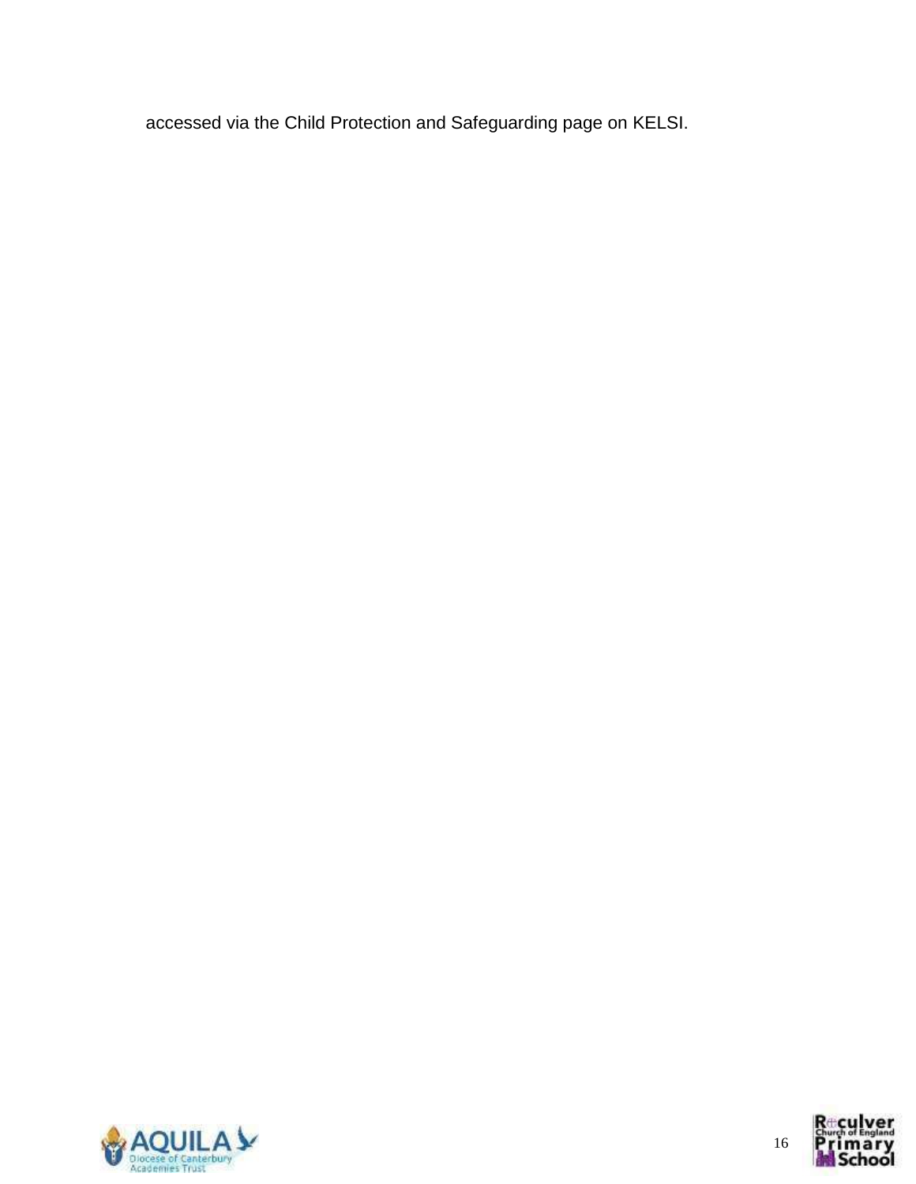accessed via the Child Protection and Safeguarding page on KELSI.